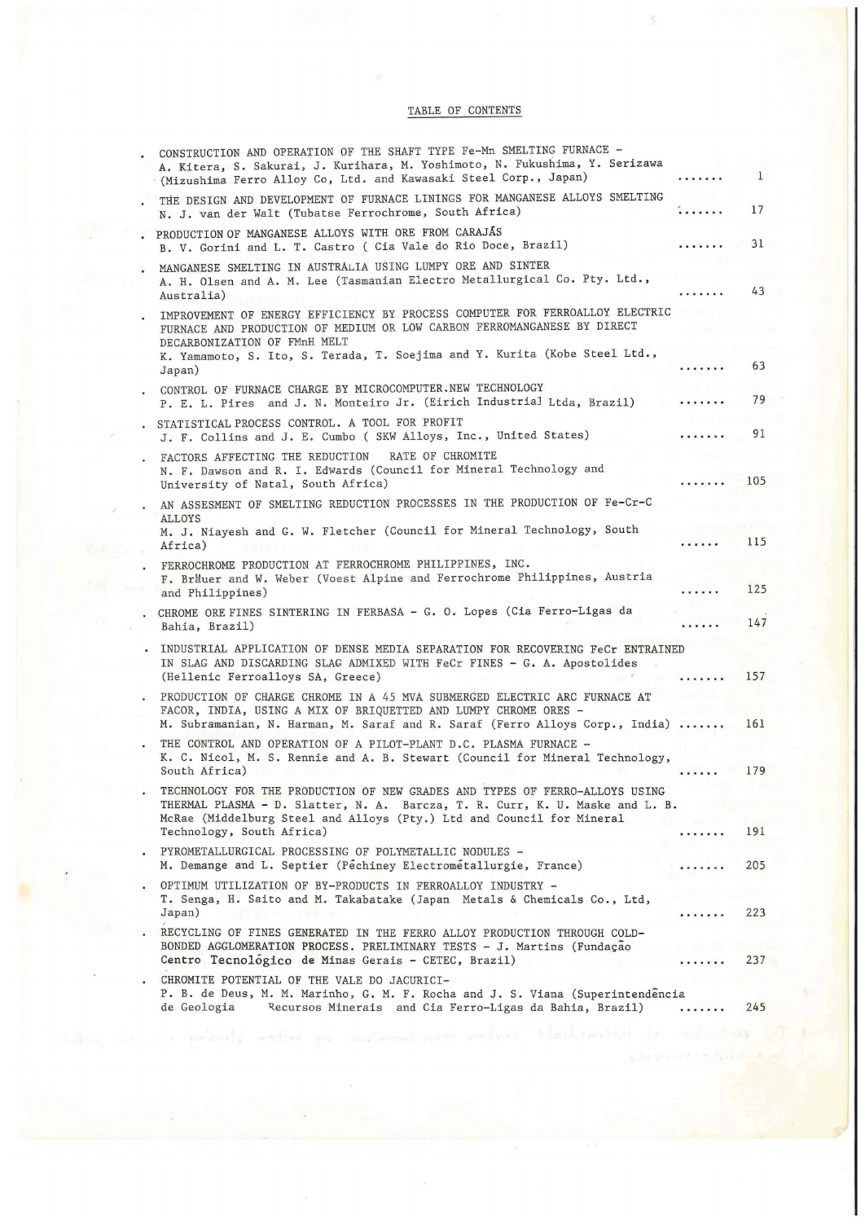# TABLE OF CONTENTS

- CONSTRUCTION AND OPERATION OF THE SHAFT TYPE Fe-Mn SMELTING FURNACE - A. Kitera, S. Sakurai, J. Kurihara, M. Yoshimoto, N. Fukushima, Y. Serizawa (Mizushima Ferro Alloy Co, Ltd. and Kawasaki Steel Corp., Japan) ....... 1
- THE DESIGN AND DEVELOPMENT OF FURNACE LININGS FOR MANGANESE ALLOYS SMELTING N. J. van der Walt (Tubatse Ferrochrome, South Africa) ....... 17
- PRODUCTION OF MANGANESE ALLOYS WITH ORE FROM CARAJÁS B. V. Gorini and L. T. Castro ( Cia Vale do Rio Doce, Brazil) ....... 31
- MANGANESE SMELTING IN AUSTRALIA USING LUMPY ORE AND SINTER A. H. Olsen and A. M. Lee (Tasmanian Electro Metallurgical Co. Pty. Ltd., Australia) ....... 43
- IMPROVEMENT OF ENERGY EFFICIENCY BY PROCESS COMPUTER FOR FERROALLOY ELECTRIC FURNACE AND PRODUCTION OF MEDIUM OR LOW CARBON FERROMANGANESE BY DIRECT DECARBONIZATION OF FMnH MELT K. Yamamoto, S. Ito, S. Terada, T. Soejima and Y. Kurita (Kobe Steel Ltd., Japan) ....... 63
- CONTROL OF FURNACE CHARGE BY MICROCOMPUTER.NEW TECHNOLOGY P. E. L. Pires and J. N. Monteiro Jr. (Eirich Industrial Ltda, Brazil) ....... 79
- STATISTICAL PROCESS CONTROL. A TOOL FOR PROFIT J. F. Collins and J. E. Cumbo ( SKW Alloys, Inc., United States) ....... 91
- FACTORS AFFECTING THE REDUCTION RATE OF CHROMITE N. F. Dawson and R. I. Edwards (Council for Mineral Technology and University of Natal, South Africa) ....... 105
- AN ASSESMENT OF SMELTING REDUCTION PROCESSES IN THE PRODUCTION OF Fe-Cr-C ALLOYS M. J. Niayesh and G. W. Fletcher (Council for Mineral Technology, South Africa) ...... 115
- FERROCHROME PRODUCTION AT FERROCHROME PHILIPPINES, INC. F. Bräuer and W. Weber (Voest Alpine and Ferrochrome Philippines, Austria and Philippines) ...... 125
- CHROME ORE FINES SINTERING IN FERBASA - G. O. Lopes (Cia Ferro-Ligas da Bahia, Brazil) ...... 147
- INDUSTRIAL APPLICATION OF DENSE MEDIA SEPARATION FOR RECOVERING FeCr ENTRAINED IN SLAG AND DISCARDING SLAG ADMIXED WITH FeCr FINES - G. A. Apostolides (Hellenic Ferroalloys SA, Greece) ....... 157
- PRODUCTION OF CHARGE CHROME IN A 45 MVA SUBMERGED ELECTRIC ARC FURNACE AT FACOR, INDIA, USING A MIX OF BRIQUETTED AND LUMPY CHROME ORES - M. Subramanian, N. Harman, M. Saraf and R. Saraf (Ferro Alloys Corp., India) ....... 161
- THE CONTROL AND OPERATION OF A PILOT-PLANT D.C. PLASMA FURNACE - K. C. Nicol, M. S. Rennie and A. B. Stewart (Council for Mineral Technology, South Africa) ...... 179
- TECHNOLOGY FOR THE PRODUCTION OF NEW GRADES AND TYPES OF FERRO-ALLOYS USING THERMAL PLASMA - D. Slatter, N. A. Barcza, T. R. Curr, K. U. Maske and L. B. McRae (Middelburg Steel and Alloys (Pty.) Ltd and Council for Mineral Technology, South Africa) ....... 191
- PYROMETALLURGICAL PROCESSING OF POLYMETALLIC NODULES - M. Demange and L. Septier (Péchiney Electrométallurgie, France) ....... 205
- OPTIMUM UTILIZATION OF BY-PRODUCTS IN FERROALLOY INDUSTRY - T. Senga, H. Saito and M. Takabatake (Japan Metals & Chemicals Co., Ltd, Japan) ....... 223
- RECYCLING OF FINES GENERATED IN THE FERRO ALLOY PRODUCTION THROUGH COLD-BONDED AGGLOMERATION PROCESS. PRELIMINARY TESTS - J. Martins (Fundação Centro Tecnológico de Minas Gerais - CETEC, Brazil) ....... 237
- CHROMITE POTENTIAL OF THE VALE DO JACURICI- P. B. de Deus, M. M. Marinho, G. M. F. Rocha and J. S. Viana (Superintendência de Geologia Recursos Minerais and Cia Ferro-Ligas da Bahia, Brazil) ....... 245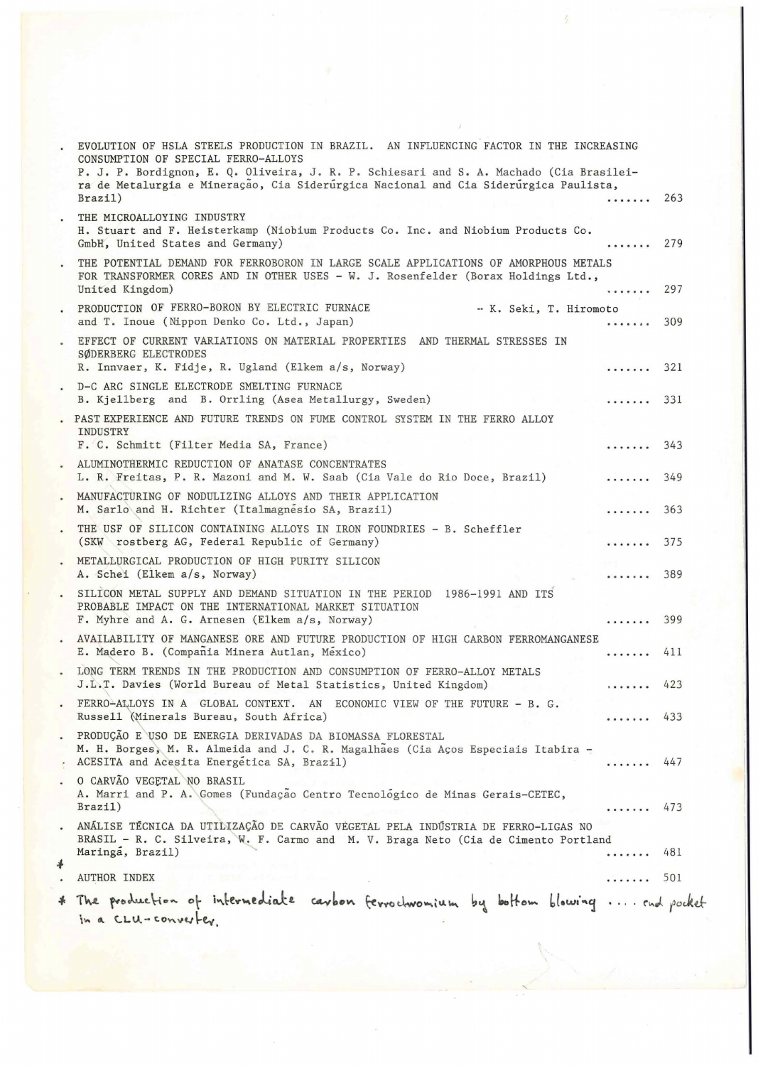- EVOLUTION OF HSLA STEELS PRODUCTION IN BRAZIL. AN INFLUENCING FACTOR IN THE INCREASING CONSUMPTION OF SPECIAL FERRO-ALLOYS
  P. J. P. Bordignon, E. Q. Oliveira, J. R. P. Schiesari and S. A. Machado (Cia Brasileira de Metalurgia e Mineração, Cia Siderúrgica Nacional and Cia Siderúrgica Paulista, Brazil) ....... 263
- THE MICROALLOYING INDUSTRY
  H. Stuart and F. Heisterkamp (Niobium Products Co. Inc. and Niobium Products Co. GmbH, United States and Germany) ....... 279
- THE POTENTIAL DEMAND FOR FERROBORON IN LARGE SCALE APPLICATIONS OF AMORPHOUS METALS FOR TRANSFORMER CORES AND IN OTHER USES - W. J. Rosenfelder (Borax Holdings Ltd., United Kingdom) ....... 297
- PRODUCTION OF FERRO-BORON BY ELECTRIC FURNACE - K. Seki, T. Hiromoto and T. Inoue (Nippon Denko Co. Ltd., Japan) ....... 309
- EFFECT OF CURRENT VARIATIONS ON MATERIAL PROPERTIES AND THERMAL STRESSES IN SØDERBERG ELECTRODES
  R. Innvaer, K. Fidje, R. Ugland (Elkem a/s, Norway) ....... 321
- D-C ARC SINGLE ELECTRODE SMELTING FURNACE
  B. Kjellberg and B. Orrling (Asea Metallurgy, Sweden) ....... 331
- PAST EXPERIENCE AND FUTURE TRENDS ON FUME CONTROL SYSTEM IN THE FERRO ALLOY INDUSTRY
  F. C. Schmitt (Filter Media SA, France) ....... 343
- ALUMINOTHERMIC REDUCTION OF ANATASE CONCENTRATES
  L. R. Freitas, P. R. Mazoni and M. W. Saab (Cia Vale do Rio Doce, Brazil) ....... 349
- MANUFACTURING OF NODULIZING ALLOYS AND THEIR APPLICATION
  M. Sarlo and H. Richter (Italmagnésio SA, Brazil) ....... 363
- THE USF OF SILICON CONTAINING ALLOYS IN IRON FOUNDRIES - B. Scheffler (SKW rostberg AG, Federal Republic of Germany) ....... 375
- METALLURGICAL PRODUCTION OF HIGH PURITY SILICON
  A. Schei (Elkem a/s, Norway) ....... 389
- SILICON METAL SUPPLY AND DEMAND SITUATION IN THE PERIOD 1986-1991 AND ITS PROBABLE IMPACT ON THE INTERNATIONAL MARKET SITUATION
  F. Myhre and A. G. Arnesen (Elkem a/s, Norway) ....... 399
- AVAILABILITY OF MANGANESE ORE AND FUTURE PRODUCTION OF HIGH CARBON FERROMANGANESE
  E. Madero B. (Compañia Minera Autlan, México) ....... 411
- LONG TERM TRENDS IN THE PRODUCTION AND CONSUMPTION OF FERRO-ALLOY METALS
  J.L.T. Davies (World Bureau of Metal Statistics, United Kingdom) ....... 423
- FERRO-ALLOYS IN A GLOBAL CONTEXT. AN ECONOMIC VIEW OF THE FUTURE - B. G. Russell (Minerals Bureau, South Africa) ....... 433
- PRODUÇÃO E USO DE ENERGIA DERIVADAS DA BIOMASSA FLORESTAL
  M. H. Borges, M. R. Almeida and J. C. R. Magalhães (Cia Aços Especiais Itabira - ACESITA and Acesita Energética SA, Brazil) ....... 447
- O CARVÃO VEGETAL NO BRASIL
  A. Marri and P. A. Gomes (Fundação Centro Tecnológico de Minas Gerais-CETEC, Brazil) ....... 473
- ANÁLISE TÉCNICA DA UTILIZAÇÃO DE CARVÃO VEGETAL PELA INDÚSTRIA DE FERRO-LIGAS NO BRASIL - R. C. Silveira, W. F. Carmo and M. V. Braga Neto (Cia de Cimento Portland Maringá, Brazil) ....... 481

\+

- AUTHOR INDEX ....... 501

\* The production of intermediate carbon ferrochromium by bottom blowing .... end pocket in a CLU-converter.